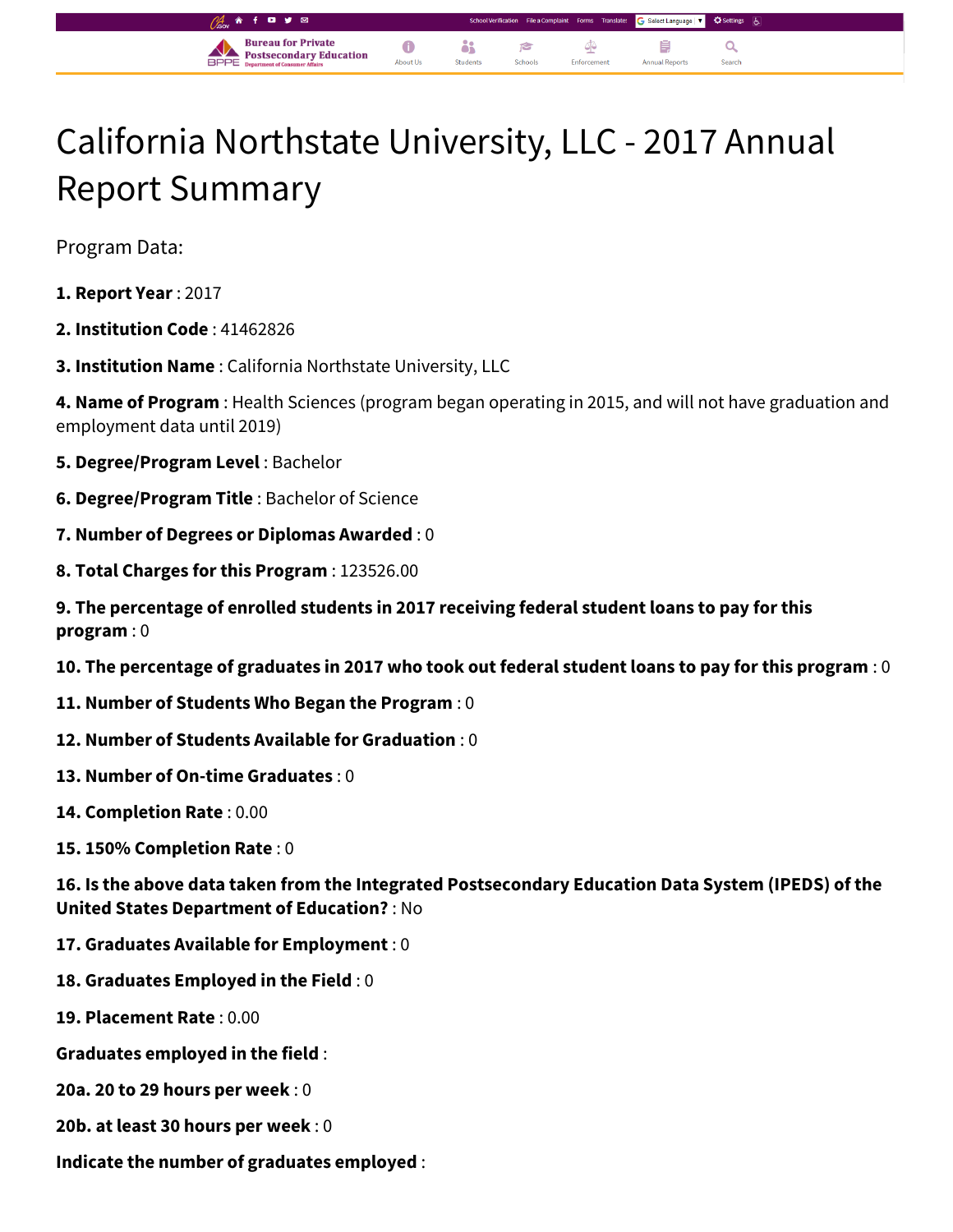# California Northstate University, LLC - 2017 Annual Report Summary

Program Data:

**1. Report Year** : 2017

**2. Institution Code** : 41462826

**3. Institution Name** : California Northstate University, LLC

**4. Name of Program** : Health Sciences (program began operating in 2015, and will not have graduation and employment data until 2019)

**5. Degree/Program Level** : Bachelor

**6. Degree/Program Title** : Bachelor of Science

**7. Number of Degrees or Diplomas Awarded** : 0

**8. Total Charges for this Program** : 123526.00

**9. The percentage of enrolled students in 2017 receiving federal student loans to pay for this program** : 0

**10. The percentage of graduates in 2017 who took out federal student loans to pay for this program** : 0

**11. Number of Students Who Began the Program** : 0

**12. Number of Students Available for Graduation** : 0

**13. Number of On-time Graduates** : 0

**14. Completion Rate** : 0.00

**15. 150% Completion Rate** : 0

**16. Is the above data taken from the Integrated Postsecondary Education Data System (IPEDS) of the United States Department of Education?** : No

**17. Graduates Available for Employment** : 0

**18. Graduates Employed in the Field** : 0

**19. Placement Rate** : 0.00

**Graduates employed in the field** :

**20a. 20 to 29 hours per week** : 0

**20b. at least 30 hours per week** : 0

**Indicate the number of graduates employed** :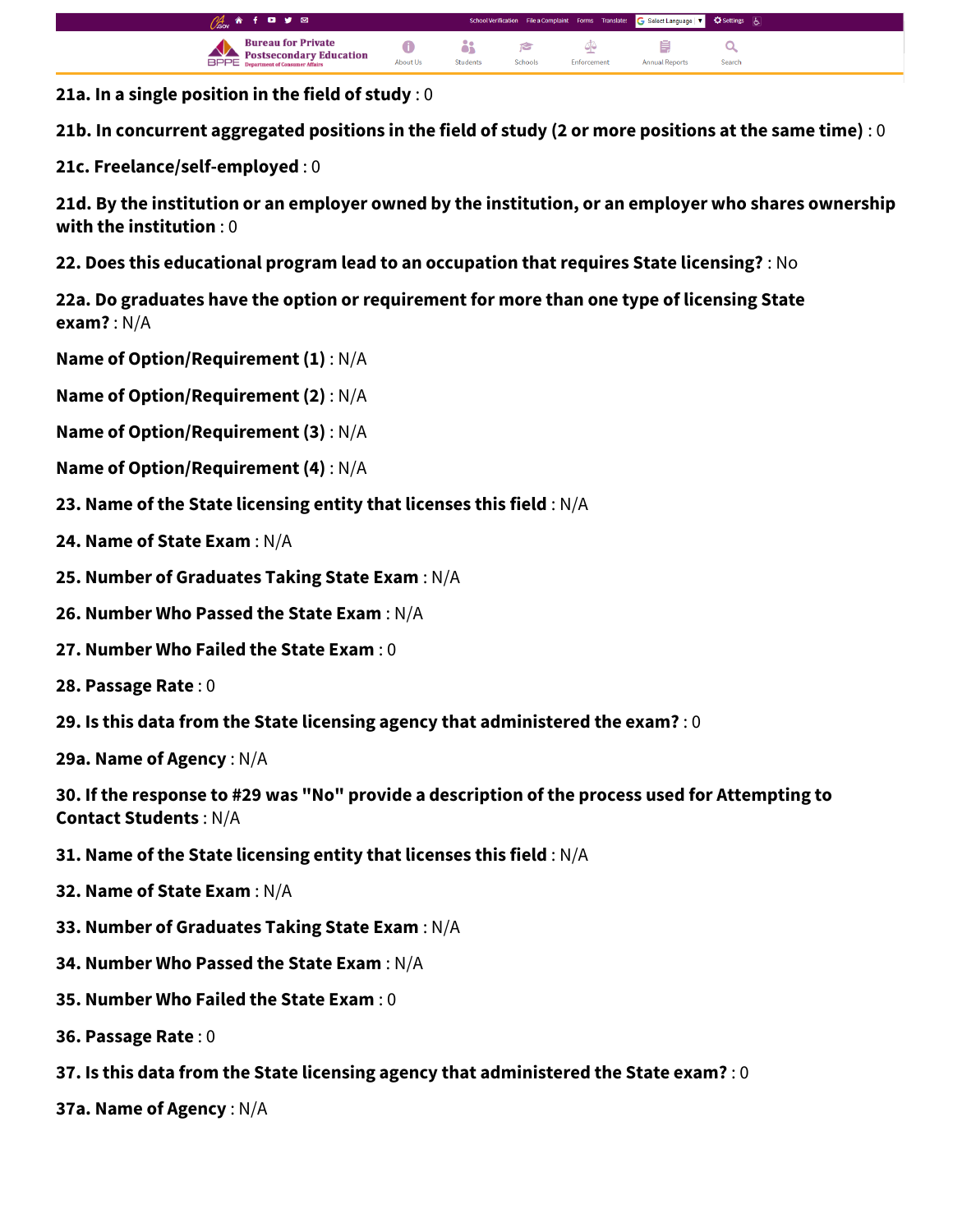**21a. In a single position in the field of study** : 0

**21b. In concurrent aggregated positions in the field of study (2 or more positions at the same time)** : 0

**21c. Freelance/self-employed** : 0

**21d. By the institution or an employer owned by the institution, or an employer who shares ownership with the institution** : 0

**22. Does this educational program lead to an occupation that requires State licensing?** : No

**22a. Do graduates have the option or requirement for more than one type of licensing State exam?** : N/A

**Name of Option/Requirement (1)** : N/A

**Name of Option/Requirement (2)** : N/A

**Name of Option/Requirement (3)** : N/A

**Name of Option/Requirement (4)** : N/A

**23. Name of the State licensing entity that licenses this field** : N/A

**24. Name of State Exam** : N/A

**25. Number of Graduates Taking State Exam** : N/A

**26. Number Who Passed the State Exam** : N/A

**27. Number Who Failed the State Exam** : 0

**28. Passage Rate** : 0

**29. Is this data from the State licensing agency that administered the exam?** : 0

**29a. Name of Agency** : N/A

**30. If the response to #29 was "No" provide a description of the process used for Attempting to Contact Students** : N/A

**31. Name of the State licensing entity that licenses this field** : N/A

**32. Name of State Exam** : N/A

**33. Number of Graduates Taking State Exam** : N/A

**34. Number Who Passed the State Exam** : N/A

**35. Number Who Failed the State Exam** : 0

**36. Passage Rate** : 0

**37. Is this data from the State licensing agency that administered the State exam?** : 0

**37a. Name of Agency** : N/A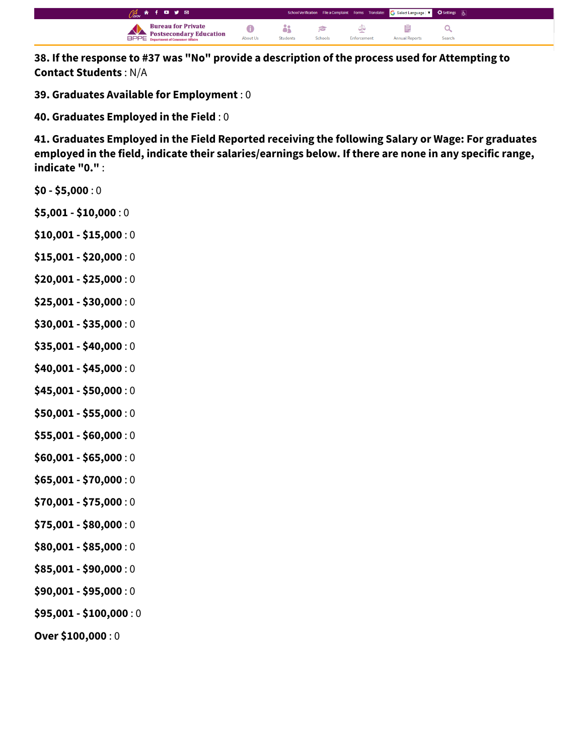**38. If the response to #37 was "No" provide a description of the process used for Attempting to Contact Students** : N/A

**39. Graduates Available for Employment** : 0

**40. Graduates Employed in the Field** : 0

**41. Graduates Employed in the Field Reported receiving the following Salary or Wage: For graduates employed in the field, indicate their salaries/earnings below. If there are none in any specific range, indicate "0."** :

**$0 - $5,000** : 0

**$5,001 - $10,000** : 0

**$10,001 - $15,000** : 0

**$15,001 - $20,000** : 0

**$20,001 - $25,000** : 0

**$25,001 - $30,000** : 0

**$30,001 - $35,000** : 0

**$35,001 - $40,000** : 0

**$40,001 - $45,000** : 0

**$45,001 - $50,000** : 0

**$50,001 - $55,000** : 0

**$55,001 - $60,000** : 0

**$60,001 - $65,000** : 0

**$65,001 - $70,000** : 0

**$70,001 - $75,000** : 0

**$75,001 - $80,000** : 0

**$80,001 - $85,000** : 0

**$85,001 - $90,000** : 0

**$90,001 - $95,000** : 0

**$95,001 - $100,000** : 0

**Over $100,000** : 0